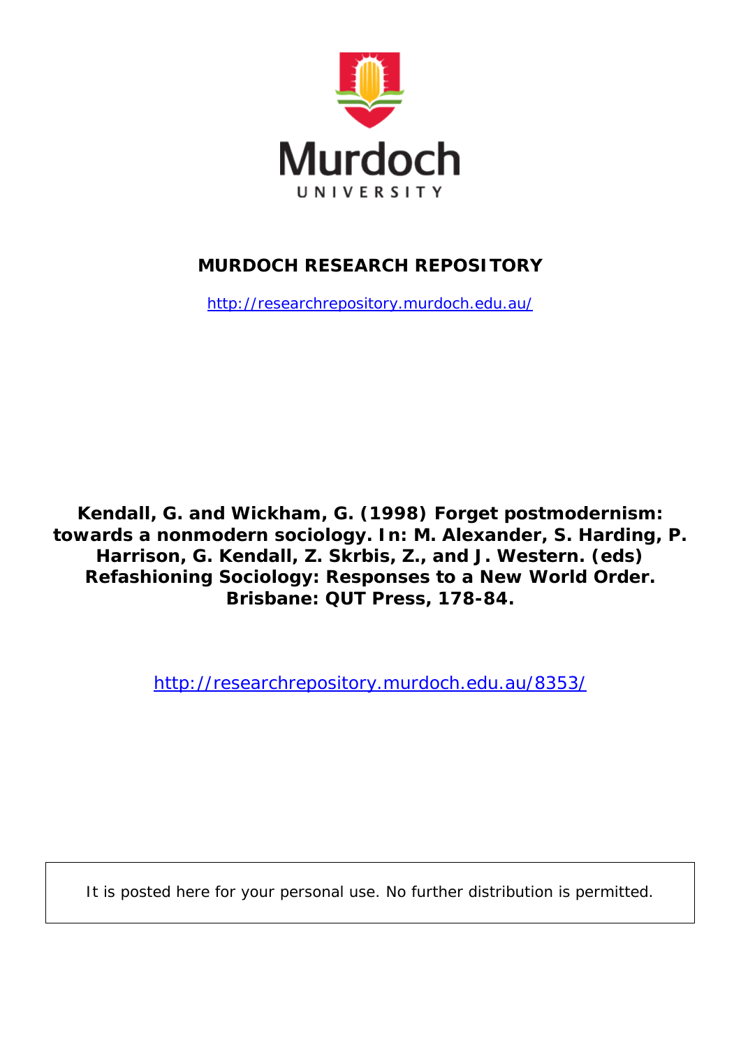Murdoch
UNIVERSITY

**MURDOCH RESEARCH REPOSITORY**

http://researchrepository.murdoch.edu.au/

**Kendall, G. and Wickham, G. (1998) Forget postmodernism: towards a nonmodern sociology. In: M. Alexander, S. Harding, P. Harrison, G. Kendall, Z. Skrbis, Z., and J. Western. (eds) Refashioning Sociology: Responses to a New World Order. Brisbane: QUT Press, 178-84.**

http://researchrepository.murdoch.edu.au/8353/

It is posted here for your personal use. No further distribution is permitted.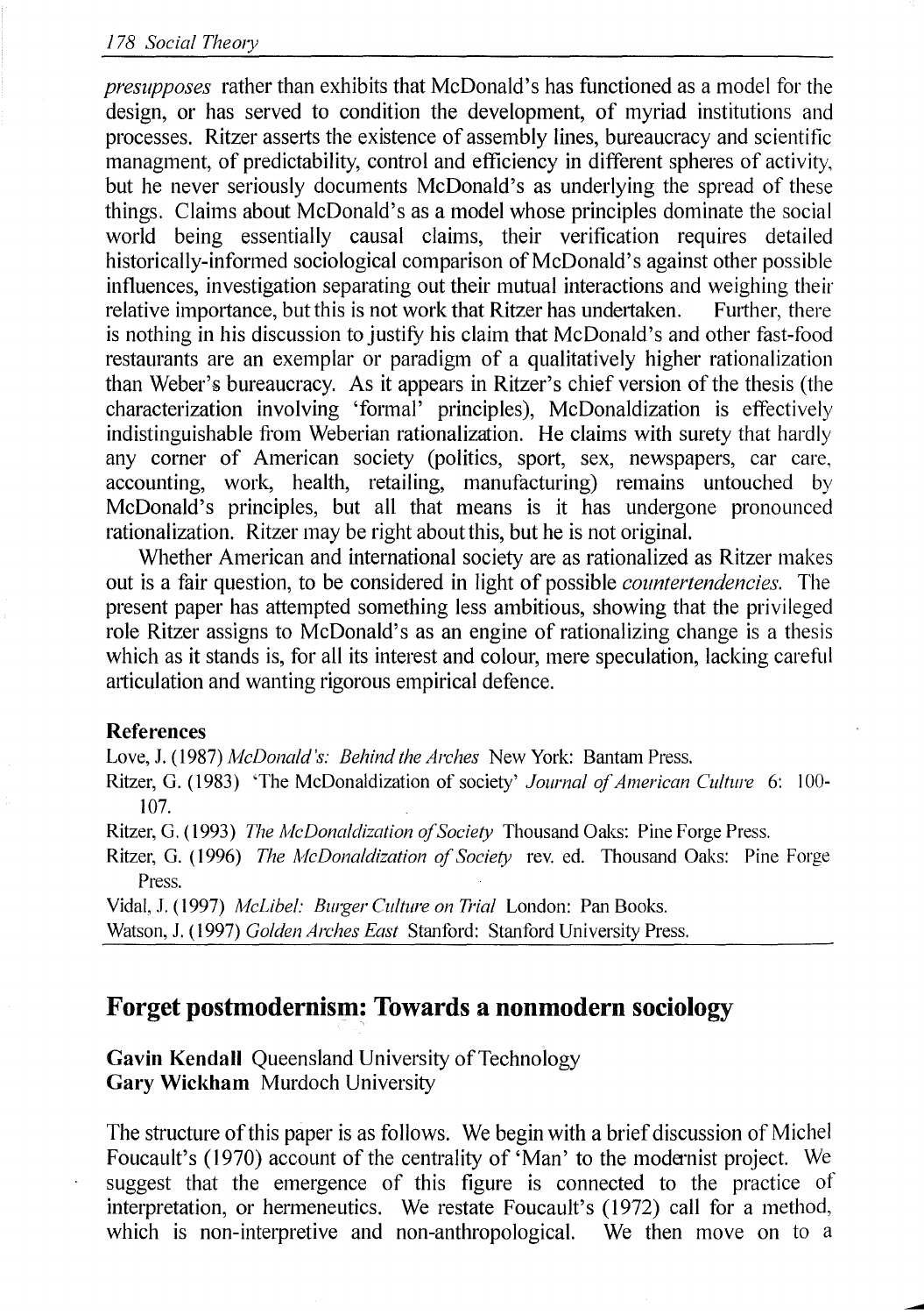*presupposes* rather than exhibits that McDonald's has functioned as a model for the design, or has served to condition the development, of myriad institutions and processes. Ritzer asserts the existence of assembly lines, bureaucracy and scientific managment, of predictability, control and efficiency in different spheres of activity, but he never seriously documents McDonald's as underlying the spread of these things. Claims about McDonald's as a model whose principles dominate the social world being essentially causal claims, their verification requires detailed historically-informed sociological comparison of McDonald's against other possible influences, investigation separating out their mutual interactions and weighing their relative importance, but this is not work that Ritzer has undertaken. Further, there is nothing in his discussion to justify his claim that McDonald's and other fast-food restaurants are an exemplar or paradigm of a qualitatively higher rationalization than Weber's bureaucracy. As it appears in Ritzer's chief version of the thesis (the characterization involving 'formal' principles), McDonaldization is effectively indistinguishable from Weberian rationalization. He claims with surety that hardly any corner of American society (politics, sport, sex, newspapers, car care, accounting, work, health, retailing, manufacturing) remains untouched by McDonald's principles, but all that means is it has undergone pronounced rationalization. Ritzer may be right about this, but he is not original.

Whether American and international society are as rationalized as Ritzer makes out is a fair question, to be considered in light of possible *countertendencies*. The present paper has attempted something less ambitious, showing that the privileged role Ritzer assigns to McDonald's as an engine of rationalizing change is a thesis which as it stands is, for all its interest and colour, mere speculation, lacking careful articulation and wanting rigorous empirical defence.

**References**

Love, J. (1987) *McDonald's: Behind the Arches* New York: Bantam Press.

Ritzer, G. (1983) 'The McDonaldization of society' *Journal of American Culture* 6: 100-107.

Ritzer, G. (1993) *The McDonaldization of Society* Thousand Oaks: Pine Forge Press.

Ritzer, G. (1996) *The McDonaldization of Society* rev. ed. Thousand Oaks: Pine Forge Press.

Vidal, J. (1997) *McLibel: Burger Culture on Trial* London: Pan Books.

Watson, J. (1997) *Golden Arches East* Stanford: Stanford University Press.

## Forget postmodernism: Towards a nonmodern sociology

**Gavin Kendall** Queensland University of Technology
**Gary Wickham** Murdoch University

The structure of this paper is as follows. We begin with a brief discussion of Michel Foucault's (1970) account of the centrality of 'Man' to the modernist project. We suggest that the emergence of this figure is connected to the practice of interpretation, or hermeneutics. We restate Foucault's (1972) call for a method, which is non-interpretive and non-anthropological. We then move on to a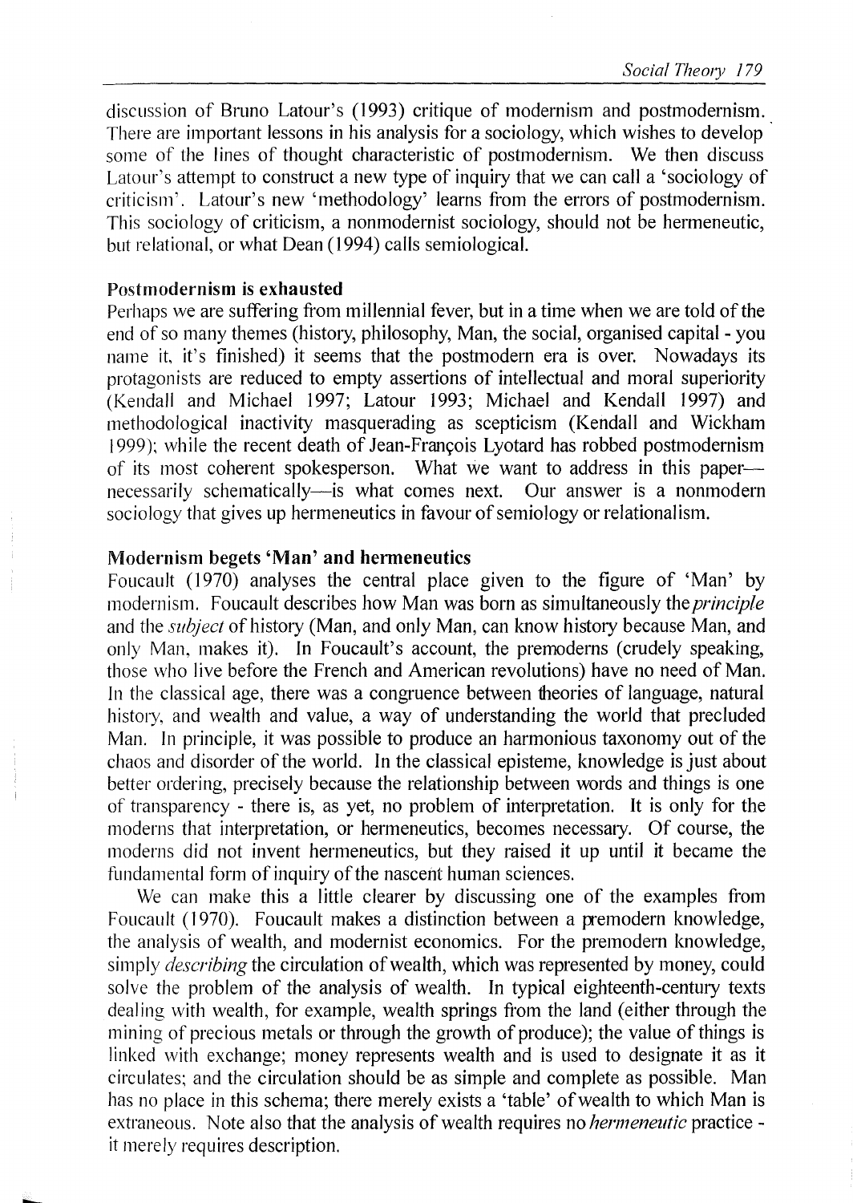discussion of Bruno Latour's (1993) critique of modernism and postmodernism. There are important lessons in his analysis for a sociology, which wishes to develop some of the lines of thought characteristic of postmodernism. We then discuss Latour's attempt to construct a new type of inquiry that we can call a 'sociology of criticism'. Latour's new 'methodology' learns from the errors of postmodernism. This sociology of criticism, a nonmodernist sociology, should not be hermeneutic, but relational, or what Dean (1994) calls semiological.

## Postmodernism is exhausted

Perhaps we are suffering from millennial fever, but in a time when we are told of the end of so many themes (history, philosophy, Man, the social, organised capital - you name it, it's finished) it seems that the postmodern era is over. Nowadays its protagonists are reduced to empty assertions of intellectual and moral superiority (Kendall and Michael 1997; Latour 1993; Michael and Kendall 1997) and methodological inactivity masquerading as scepticism (Kendall and Wickham 1999); while the recent death of Jean-François Lyotard has robbed postmodernism of its most coherent spokesperson. What we want to address in this paper—necessarily schematically—is what comes next. Our answer is a nonmodern sociology that gives up hermeneutics in favour of semiology or relationalism.

## Modernism begets 'Man' and hermeneutics

Foucault (1970) analyses the central place given to the figure of 'Man' by modernism. Foucault describes how Man was born as simultaneously the *principle* and the *subject* of history (Man, and only Man, can know history because Man, and only Man, makes it). In Foucault's account, the premoderns (crudely speaking, those who live before the French and American revolutions) have no need of Man. In the classical age, there was a congruence between theories of language, natural history, and wealth and value, a way of understanding the world that precluded Man. In principle, it was possible to produce an harmonious taxonomy out of the chaos and disorder of the world. In the classical episteme, knowledge is just about better ordering, precisely because the relationship between words and things is one of transparency - there is, as yet, no problem of interpretation. It is only for the moderns that interpretation, or hermeneutics, becomes necessary. Of course, the moderns did not invent hermeneutics, but they raised it up until it became the fundamental form of inquiry of the nascent human sciences.

We can make this a little clearer by discussing one of the examples from Foucault (1970). Foucault makes a distinction between a premodern knowledge, the analysis of wealth, and modernist economics. For the premodern knowledge, simply *describing* the circulation of wealth, which was represented by money, could solve the problem of the analysis of wealth. In typical eighteenth-century texts dealing with wealth, for example, wealth springs from the land (either through the mining of precious metals or through the growth of produce); the value of things is linked with exchange; money represents wealth and is used to designate it as it circulates; and the circulation should be as simple and complete as possible. Man has no place in this schema; there merely exists a 'table' of wealth to which Man is extraneous. Note also that the analysis of wealth requires no *hermeneutic* practice - it merely requires description.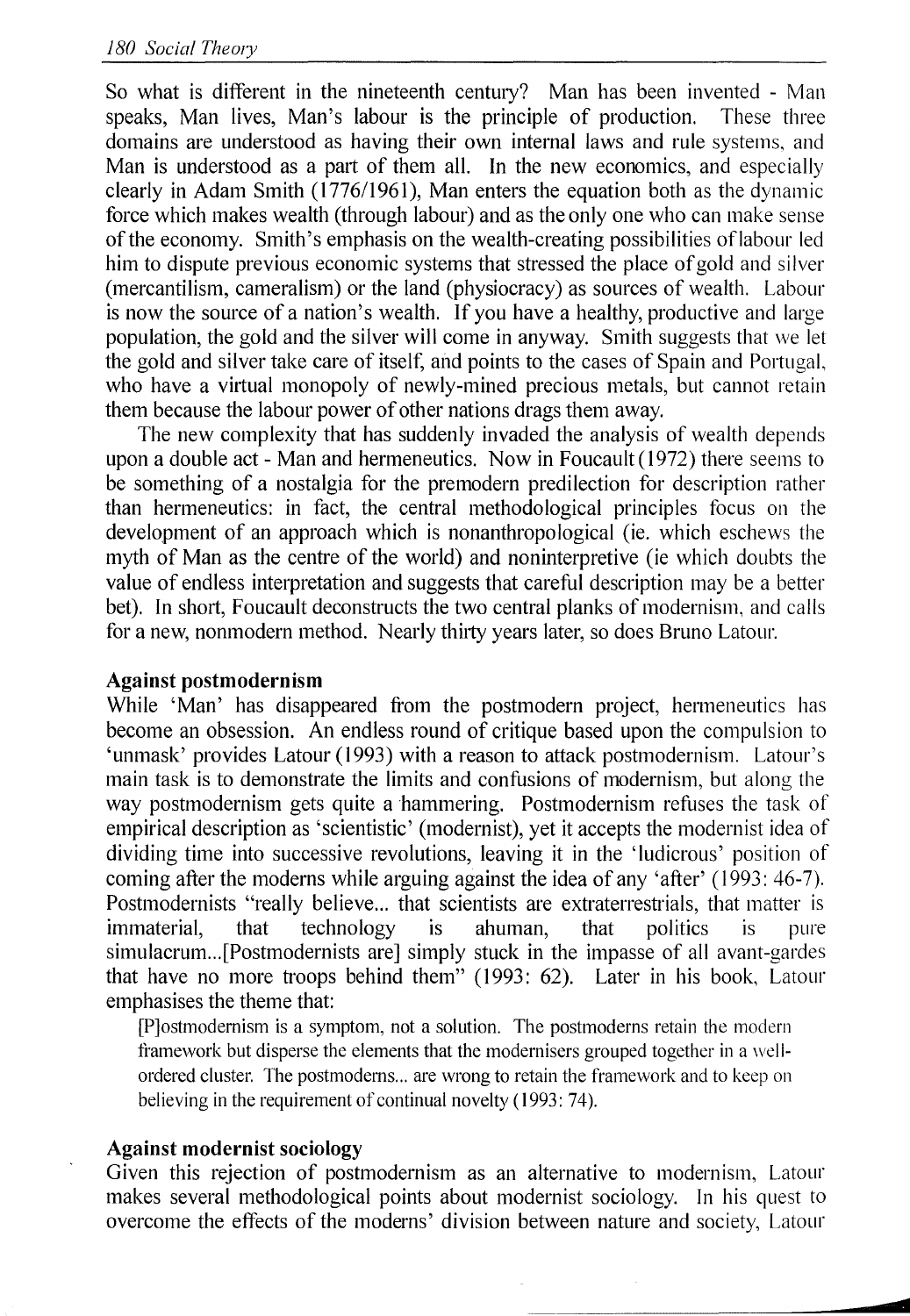So what is different in the nineteenth century? Man has been invented - Man speaks, Man lives, Man's labour is the principle of production. These three domains are understood as having their own internal laws and rule systems, and Man is understood as a part of them all. In the new economics, and especially clearly in Adam Smith (1776/1961), Man enters the equation both as the dynamic force which makes wealth (through labour) and as the only one who can make sense of the economy. Smith's emphasis on the wealth-creating possibilities of labour led him to dispute previous economic systems that stressed the place of gold and silver (mercantilism, cameralism) or the land (physiocracy) as sources of wealth. Labour is now the source of a nation's wealth. If you have a healthy, productive and large population, the gold and the silver will come in anyway. Smith suggests that we let the gold and silver take care of itself, and points to the cases of Spain and Portugal, who have a virtual monopoly of newly-mined precious metals, but cannot retain them because the labour power of other nations drags them away.

The new complexity that has suddenly invaded the analysis of wealth depends upon a double act - Man and hermeneutics. Now in Foucault (1972) there seems to be something of a nostalgia for the premodern predilection for description rather than hermeneutics: in fact, the central methodological principles focus on the development of an approach which is nonanthropological (ie. which eschews the myth of Man as the centre of the world) and noninterpretive (ie which doubts the value of endless interpretation and suggests that careful description may be a better bet). In short, Foucault deconstructs the two central planks of modernism, and calls for a new, nonmodern method. Nearly thirty years later, so does Bruno Latour.

### Against postmodernism

While 'Man' has disappeared from the postmodern project, hermeneutics has become an obsession. An endless round of critique based upon the compulsion to 'unmask' provides Latour (1993) with a reason to attack postmodernism. Latour's main task is to demonstrate the limits and confusions of modernism, but along the way postmodernism gets quite a hammering. Postmodernism refuses the task of empirical description as 'scientistic' (modernist), yet it accepts the modernist idea of dividing time into successive revolutions, leaving it in the 'ludicrous' position of coming after the moderns while arguing against the idea of any 'after' (1993: 46-7). Postmodernists "really believe... that scientists are extraterrestrials, that matter is immaterial, that technology is ahuman, that politics is pure simulacrum...[Postmodernists are] simply stuck in the impasse of all avant-gardes that have no more troops behind them" (1993: 62). Later in his book, Latour emphasises the theme that:

> [P]ostmodernism is a symptom, not a solution. The postmoderns retain the modern framework but disperse the elements that the modernisers grouped together in a well-ordered cluster. The postmoderns... are wrong to retain the framework and to keep on believing in the requirement of continual novelty (1993: 74).

### Against modernist sociology

Given this rejection of postmodernism as an alternative to modernism, Latour makes several methodological points about modernist sociology. In his quest to overcome the effects of the moderns' division between nature and society, Latour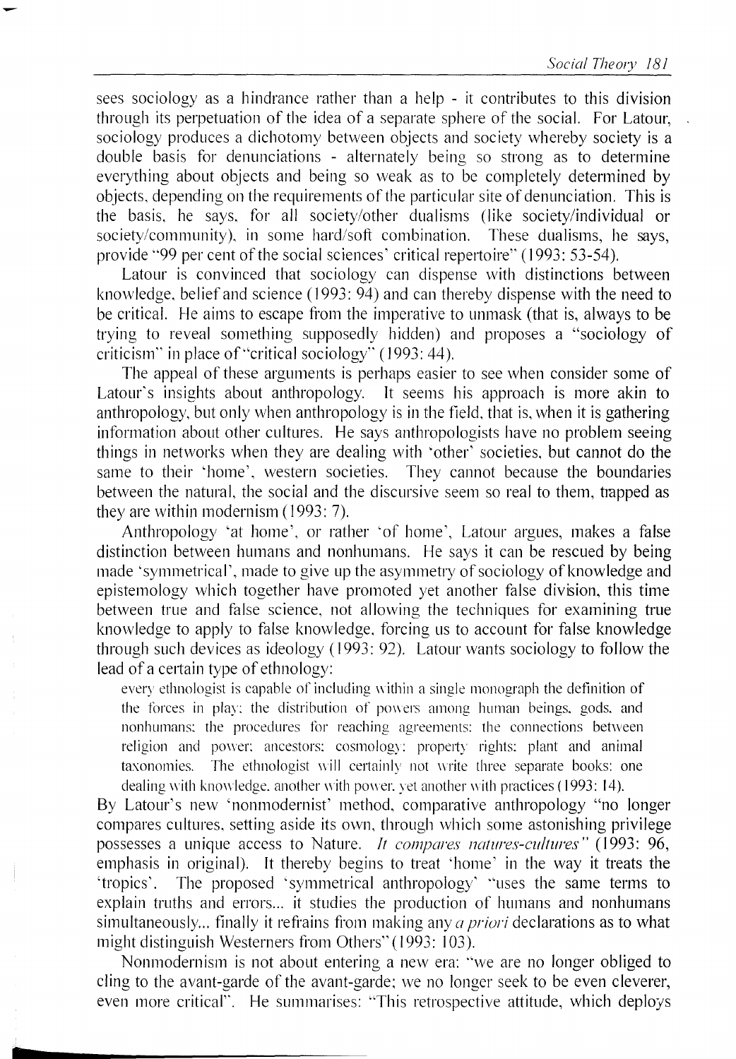sees sociology as a hindrance rather than a help - it contributes to this division through its perpetuation of the idea of a separate sphere of the social. For Latour, sociology produces a dichotomy between objects and society whereby society is a double basis for denunciations - alternately being so strong as to determine everything about objects and being so weak as to be completely determined by objects, depending on the requirements of the particular site of denunciation. This is the basis, he says, for all society/other dualisms (like society/individual or society/community), in some hard/soft combination. These dualisms, he says, provide "99 per cent of the social sciences' critical repertoire" (1993: 53-54).

Latour is convinced that sociology can dispense with distinctions between knowledge, belief and science (1993: 94) and can thereby dispense with the need to be critical. He aims to escape from the imperative to unmask (that is, always to be trying to reveal something supposedly hidden) and proposes a "sociology of criticism" in place of "critical sociology" (1993: 44).

The appeal of these arguments is perhaps easier to see when consider some of Latour's insights about anthropology. It seems his approach is more akin to anthropology, but only when anthropology is in the field, that is, when it is gathering information about other cultures. He says anthropologists have no problem seeing things in networks when they are dealing with 'other' societies, but cannot do the same to their 'home', western societies. They cannot because the boundaries between the natural, the social and the discursive seem so real to them, trapped as they are within modernism (1993: 7).

Anthropology 'at home', or rather 'of home', Latour argues, makes a false distinction between humans and nonhumans. He says it can be rescued by being made 'symmetrical', made to give up the asymmetry of sociology of knowledge and epistemology which together have promoted yet another false division, this time between true and false science, not allowing the techniques for examining true knowledge to apply to false knowledge, forcing us to account for false knowledge through such devices as ideology (1993: 92). Latour wants sociology to follow the lead of a certain type of ethnology:

> every ethnologist is capable of including within a single monograph the definition of the forces in play; the distribution of powers among human beings, gods, and nonhumans; the procedures for reaching agreements; the connections between religion and power; ancestors; cosmology; property rights; plant and animal taxonomies. The ethnologist will certainly not write three separate books: one dealing with knowledge, another with power, yet another with practices (1993: 14).

By Latour's new 'nonmodernist' method, comparative anthropology "no longer compares cultures, setting aside its own, through which some astonishing privilege possesses a unique access to Nature. *It compares natures-cultures*" (1993: 96, emphasis in original). It thereby begins to treat 'home' in the way it treats the 'tropics'. The proposed 'symmetrical anthropology' "uses the same terms to explain truths and errors... it studies the production of humans and nonhumans simultaneously... finally it refrains from making any *a priori* declarations as to what might distinguish Westerners from Others" (1993: 103).

Nonmodernism is not about entering a new era: "we are no longer obliged to cling to the avant-garde of the avant-garde; we no longer seek to be even cleverer, even more critical". He summarises: "This retrospective attitude, which deploys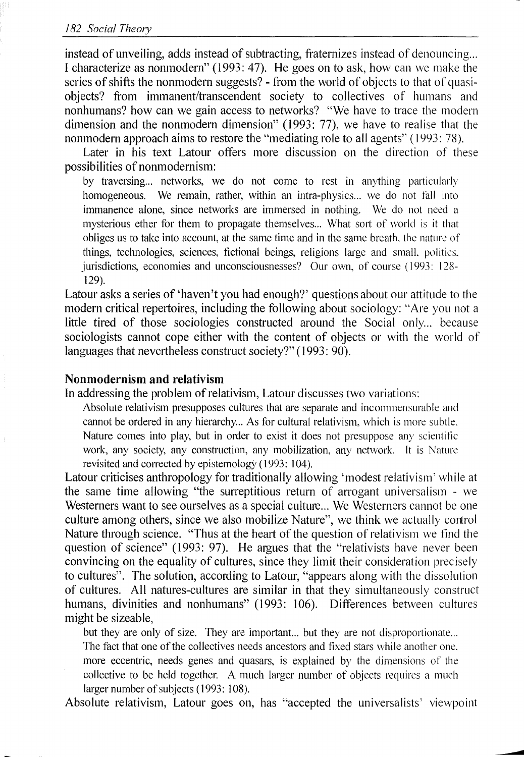instead of unveiling, adds instead of subtracting, fraternizes instead of denouncing... I characterize as nonmodern" (1993: 47). He goes on to ask, how can we make the series of shifts the nonmodern suggests? - from the world of objects to that of quasi-objects? from immanent/transcendent society to collectives of humans and nonhumans? how can we gain access to networks? "We have to trace the modern dimension and the nonmodern dimension" (1993: 77), we have to realise that the nonmodern approach aims to restore the "mediating role to all agents" (1993: 78).

Later in his text Latour offers more discussion on the direction of these possibilities of nonmodernism:

> by traversing... networks, we do not come to rest in anything particularly homogeneous. We remain, rather, within an intra-physics... we do not fall into immanence alone, since networks are immersed in nothing. We do not need a mysterious ether for them to propagate themselves... What sort of world is it that obliges us to take into account, at the same time and in the same breath, the nature of things, technologies, sciences, fictional beings, religions large and small, politics, jurisdictions, economies and unconsciousnesses? Our own, of course (1993: 128-129).

Latour asks a series of 'haven't you had enough?' questions about our attitude to the modern critical repertoires, including the following about sociology: "Are you not a little tired of those sociologies constructed around the Social only... because sociologists cannot cope either with the content of objects or with the world of languages that nevertheless construct society?" (1993: 90).

### Nonmodernism and relativism

In addressing the problem of relativism, Latour discusses two variations:

> Absolute relativism presupposes cultures that are separate and incommensurable and cannot be ordered in any hierarchy... As for cultural relativism, which is more subtle, Nature comes into play, but in order to exist it does not presuppose any scientific work, any society, any construction, any mobilization, any network. It is Nature revisited and corrected by epistemology (1993: 104).

Latour criticises anthropology for traditionally allowing 'modest relativism' while at the same time allowing "the surreptitious return of arrogant universalism - we Westerners want to see ourselves as a special culture... We Westerners cannot be one culture among others, since we also mobilize Nature", we think we actually control Nature through science. "Thus at the heart of the question of relativism we find the question of science" (1993: 97). He argues that the "relativists have never been convincing on the equality of cultures, since they limit their consideration precisely to cultures". The solution, according to Latour, "appears along with the dissolution of cultures. All natures-cultures are similar in that they simultaneously construct humans, divinities and nonhumans" (1993: 106). Differences between cultures might be sizeable,

> but they are only of size. They are important... but they are not disproportionate... The fact that one of the collectives needs ancestors and fixed stars while another one, more eccentric, needs genes and quasars, is explained by the dimensions of the collective to be held together. A much larger number of objects requires a much larger number of subjects (1993: 108).

Absolute relativism, Latour goes on, has "accepted the universalists' viewpoint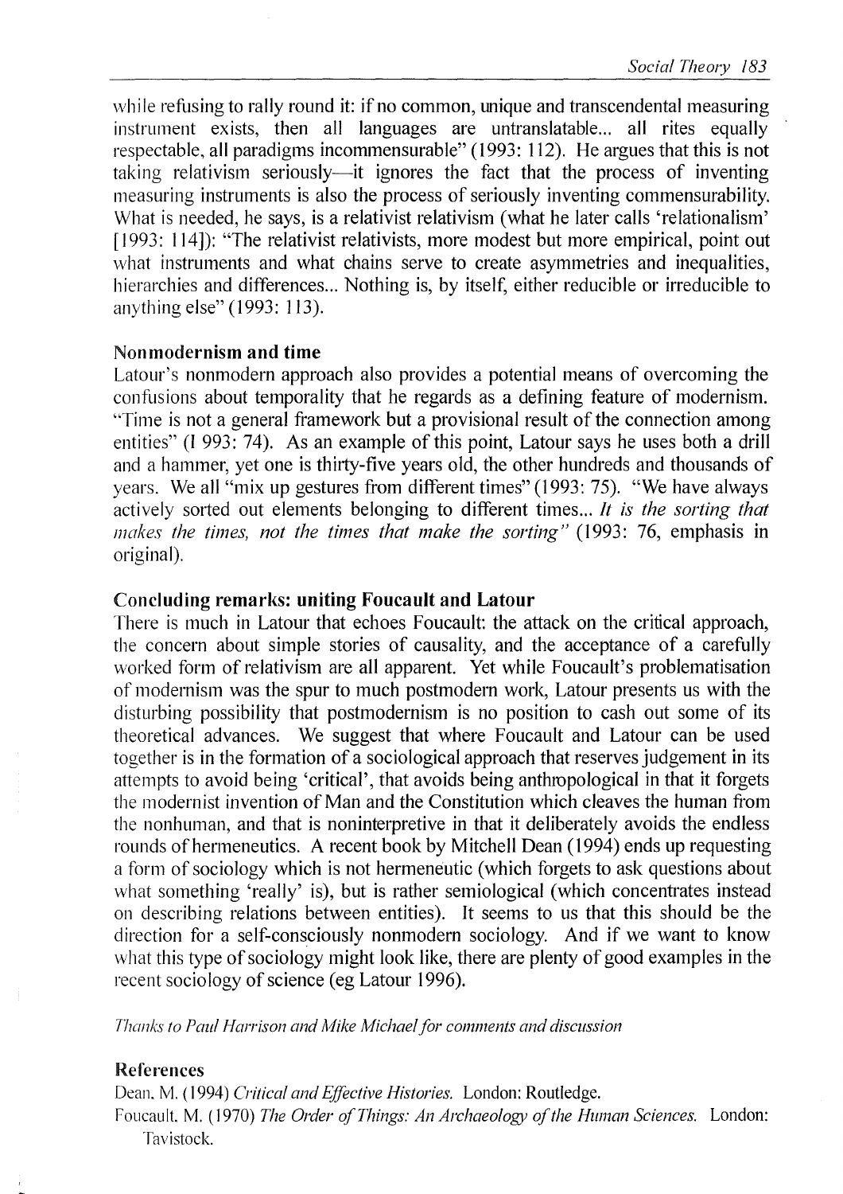while refusing to rally round it: if no common, unique and transcendental measuring instrument exists, then all languages are untranslatable... all rites equally respectable, all paradigms incommensurable" (1993: 112). He argues that this is not taking relativism seriously—it ignores the fact that the process of inventing measuring instruments is also the process of seriously inventing commensurability. What is needed, he says, is a relativist relativism (what he later calls 'relationalism' [1993: 114]): "The relativist relativists, more modest but more empirical, point out what instruments and what chains serve to create asymmetries and inequalities, hierarchies and differences... Nothing is, by itself, either reducible or irreducible to anything else" (1993: 113).

### Nonmodernism and time

Latour's nonmodern approach also provides a potential means of overcoming the confusions about temporality that he regards as a defining feature of modernism. "Time is not a general framework but a provisional result of the connection among entities" (I 993: 74). As an example of this point, Latour says he uses both a drill and a hammer, yet one is thirty-five years old, the other hundreds and thousands of years. We all "mix up gestures from different times" (1993: 75). "We have always actively sorted out elements belonging to different times... *It is the sorting that makes the times, not the times that make the sorting*" (1993: 76, emphasis in original).

### Concluding remarks: uniting Foucault and Latour

There is much in Latour that echoes Foucault: the attack on the critical approach, the concern about simple stories of causality, and the acceptance of a carefully worked form of relativism are all apparent. Yet while Foucault's problematisation of modernism was the spur to much postmodern work, Latour presents us with the disturbing possibility that postmodernism is no position to cash out some of its theoretical advances. We suggest that where Foucault and Latour can be used together is in the formation of a sociological approach that reserves judgement in its attempts to avoid being 'critical', that avoids being anthropological in that it forgets the modernist invention of Man and the Constitution which cleaves the human from the nonhuman, and that is noninterpretive in that it deliberately avoids the endless rounds of hermeneutics. A recent book by Mitchell Dean (1994) ends up requesting a form of sociology which is not hermeneutic (which forgets to ask questions about what something 'really' is), but is rather semiological (which concentrates instead on describing relations between entities). It seems to us that this should be the direction for a self-consciously nonmodern sociology. And if we want to know what this type of sociology might look like, there are plenty of good examples in the recent sociology of science (eg Latour 1996).

*Thanks to Paul Harrison and Mike Michael for comments and discussion*

### References

Dean, M. (1994) *Critical and Effective Histories.* London: Routledge.

Foucault, M. (1970) *The Order of Things: An Archaeology of the Human Sciences.* London: Tavistock.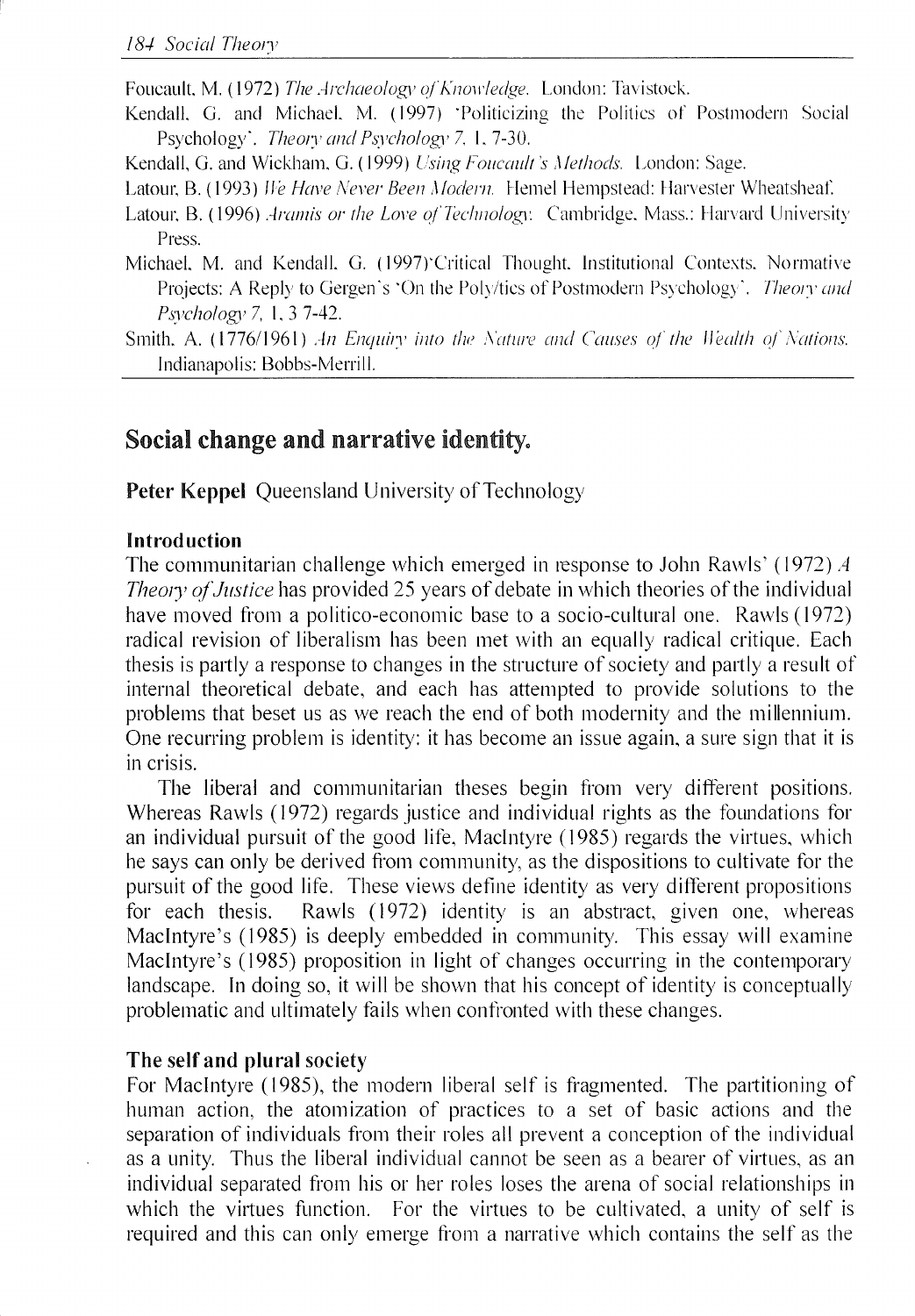Foucault, M. (1972) *The Archaeology of Knowledge*. London: Tavistock.

Kendall, G. and Michael, M. (1997) 'Politicizing the Politics of Postmodern Social Psychology'. *Theory and Psychology* 7, 1, 7-30.

Kendall, G. and Wickham, G. (1999) *Using Foucault's Methods*. London: Sage.

Latour, B. (1993) *We Have Never Been Modern*. Hemel Hempstead: Harvester Wheatsheaf.

Latour, B. (1996) *Aramis or the Love of Technology*. Cambridge, Mass.: Harvard University Press.

Michael, M. and Kendall, G. (1997)'Critical Thought, Institutional Contexts, Normative Projects: A Reply to Gergen's 'On the Poly/tics of Postmodern Psychology'. *Theory and Psychology* 7, 1, 3 7-42.

Smith, A. (1776/1961) *An Enquiry into the Nature and Causes of the Wealth of Nations*. Indianapolis: Bobbs-Merrill.

## Social change and narrative identity.

**Peter Keppel** Queensland University of Technology

### Introduction

The communitarian challenge which emerged in response to John Rawls' (1972) *A Theory of Justice* has provided 25 years of debate in which theories of the individual have moved from a politico-economic base to a socio-cultural one. Rawls (1972) radical revision of liberalism has been met with an equally radical critique. Each thesis is partly a response to changes in the structure of society and partly a result of internal theoretical debate, and each has attempted to provide solutions to the problems that beset us as we reach the end of both modernity and the millennium. One recurring problem is identity: it has become an issue again, a sure sign that it is in crisis.

The liberal and communitarian theses begin from very different positions. Whereas Rawls (1972) regards justice and individual rights as the foundations for an individual pursuit of the good life, MacIntyre (1985) regards the virtues, which he says can only be derived from community, as the dispositions to cultivate for the pursuit of the good life. These views define identity as very different propositions for each thesis. Rawls (1972) identity is an abstract, given one, whereas MacIntyre's (1985) is deeply embedded in community. This essay will examine MacIntyre's (1985) proposition in light of changes occurring in the contemporary landscape. In doing so, it will be shown that his concept of identity is conceptually problematic and ultimately fails when confronted with these changes.

### The self and plural society

For MacIntyre (1985), the modern liberal self is fragmented. The partitioning of human action, the atomization of practices to a set of basic actions and the separation of individuals from their roles all prevent a conception of the individual as a unity. Thus the liberal individual cannot be seen as a bearer of virtues, as an individual separated from his or her roles loses the arena of social relationships in which the virtues function. For the virtues to be cultivated, a unity of self is required and this can only emerge from a narrative which contains the self as the